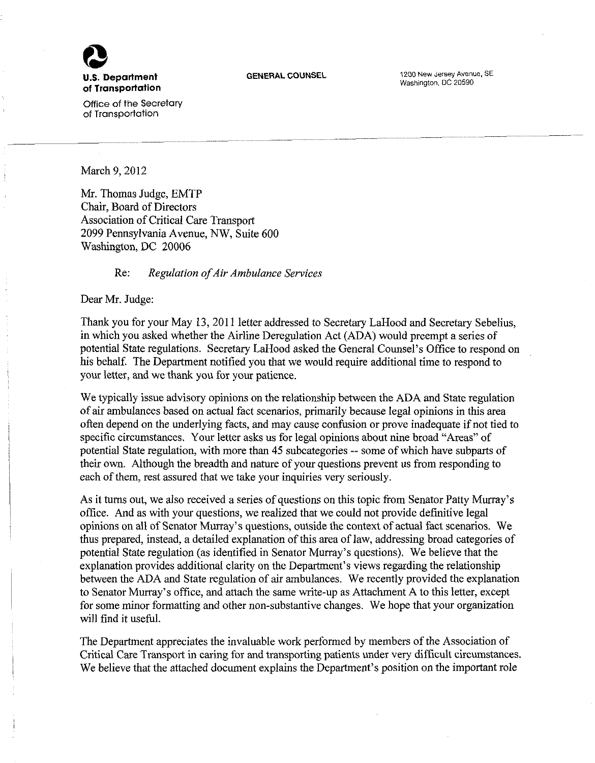**U.S. Department of Transportation**

Office of the Secretary of Transportation

GENERAL COUNSEL

1200 New Jersey Avenue, SE
Washington, DC 20590

---

March 9, 2012

Mr. Thomas Judge, EMTP
Chair, Board of Directors
Association of Critical Care Transport
2099 Pennsylvania Avenue, NW, Suite 600
Washington, DC 20006

Re: *Regulation of Air Ambulance Services*

Dear Mr. Judge:

Thank you for your May 13, 2011 letter addressed to Secretary LaHood and Secretary Sebelius, in which you asked whether the Airline Deregulation Act (ADA) would preempt a series of potential State regulations. Secretary LaHood asked the General Counsel's Office to respond on his behalf. The Department notified you that we would require additional time to respond to your letter, and we thank you for your patience.

We typically issue advisory opinions on the relationship between the ADA and State regulation of air ambulances based on actual fact scenarios, primarily because legal opinions in this area often depend on the underlying facts, and may cause confusion or prove inadequate if not tied to specific circumstances. Your letter asks us for legal opinions about nine broad "Areas" of potential State regulation, with more than 45 subcategories -- some of which have subparts of their own. Although the breadth and nature of your questions prevent us from responding to each of them, rest assured that we take your inquiries very seriously.

As it turns out, we also received a series of questions on this topic from Senator Patty Murray's office. And as with your questions, we realized that we could not provide definitive legal opinions on all of Senator Murray's questions, outside the context of actual fact scenarios. We thus prepared, instead, a detailed explanation of this area of law, addressing broad categories of potential State regulation (as identified in Senator Murray's questions). We believe that the explanation provides additional clarity on the Department's views regarding the relationship between the ADA and State regulation of air ambulances. We recently provided the explanation to Senator Murray's office, and attach the same write-up as Attachment A to this letter, except for some minor formatting and other non-substantive changes. We hope that your organization will find it useful.

The Department appreciates the invaluable work performed by members of the Association of Critical Care Transport in caring for and transporting patients under very difficult circumstances. We believe that the attached document explains the Department's position on the important role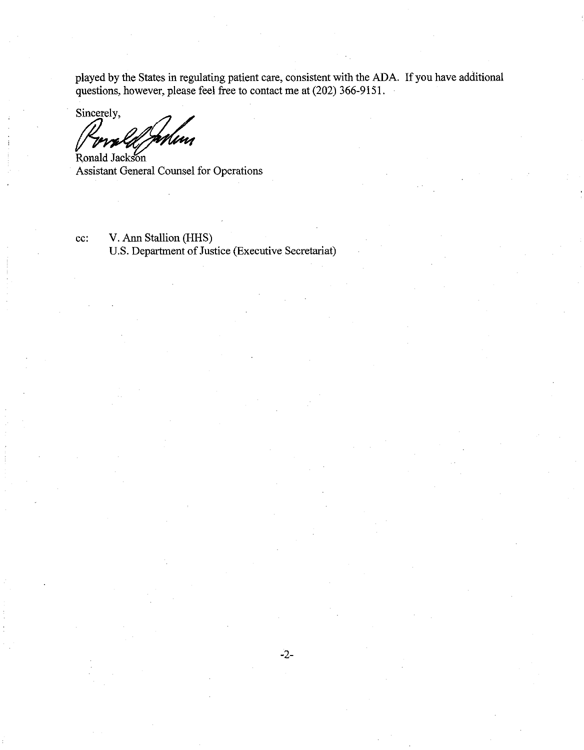played by the States in regulating patient care, consistent with the ADA. If you have additional questions, however, please feel free to contact me at (202) 366-9151.

Sincerely,

Ronald Jackson
Assistant General Counsel for Operations

cc: V. Ann Stallion (HHS)
U.S. Department of Justice (Executive Secretariat)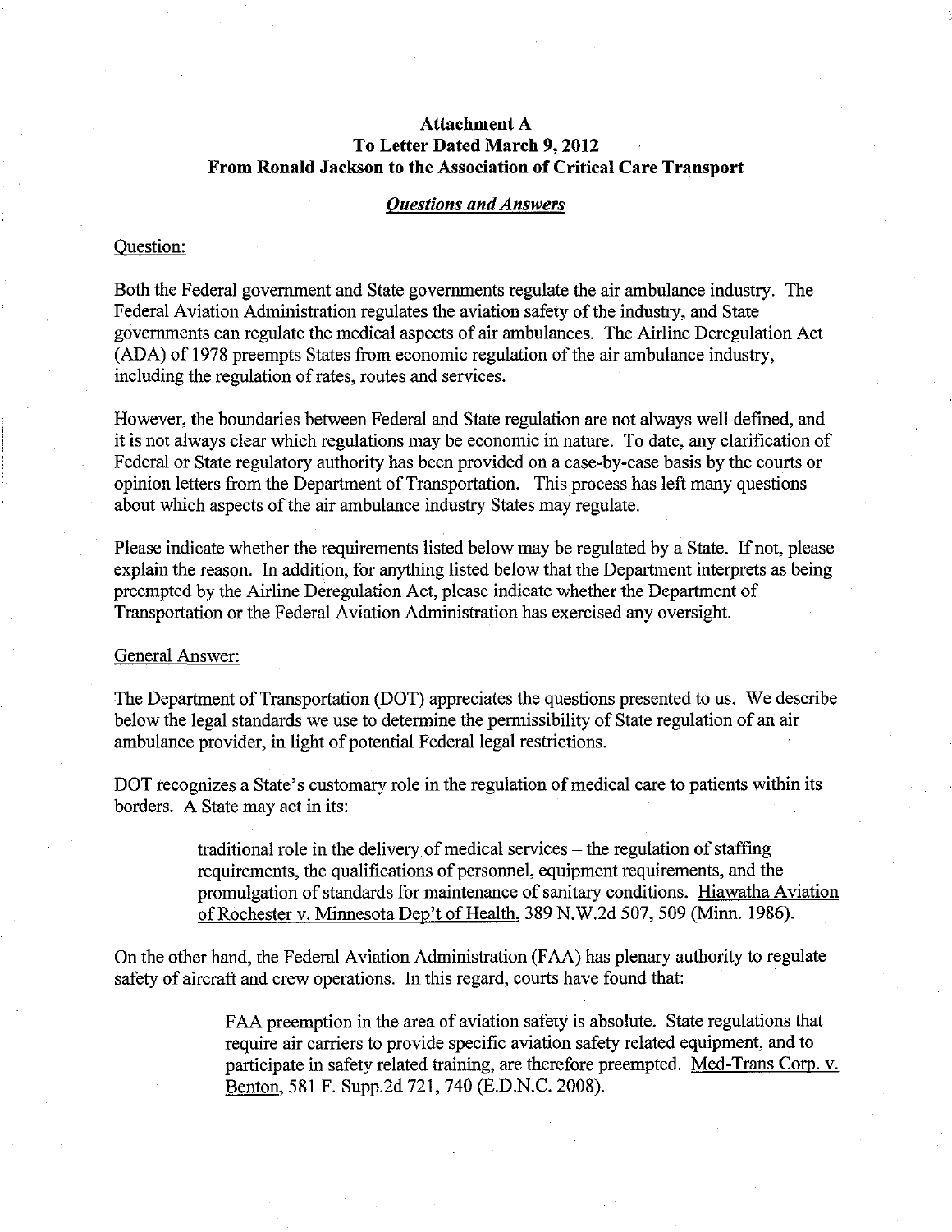**Attachment A**
**To Letter Dated March 9, 2012**
**From Ronald Jackson to the Association of Critical Care Transport**

***Questions and Answers***

Question:

Both the Federal government and State governments regulate the air ambulance industry. The Federal Aviation Administration regulates the aviation safety of the industry, and State governments can regulate the medical aspects of air ambulances. The Airline Deregulation Act (ADA) of 1978 preempts States from economic regulation of the air ambulance industry, including the regulation of rates, routes and services.

However, the boundaries between Federal and State regulation are not always well defined, and it is not always clear which regulations may be economic in nature. To date, any clarification of Federal or State regulatory authority has been provided on a case-by-case basis by the courts or opinion letters from the Department of Transportation. This process has left many questions about which aspects of the air ambulance industry States may regulate.

Please indicate whether the requirements listed below may be regulated by a State. If not, please explain the reason. In addition, for anything listed below that the Department interprets as being preempted by the Airline Deregulation Act, please indicate whether the Department of Transportation or the Federal Aviation Administration has exercised any oversight.

General Answer:

The Department of Transportation (DOT) appreciates the questions presented to us. We describe below the legal standards we use to determine the permissibility of State regulation of an air ambulance provider, in light of potential Federal legal restrictions.

DOT recognizes a State's customary role in the regulation of medical care to patients within its borders. A State may act in its:

> traditional role in the delivery of medical services – the regulation of staffing requirements, the qualifications of personnel, equipment requirements, and the promulgation of standards for maintenance of sanitary conditions. Hiawatha Aviation of Rochester v. Minnesota Dep't of Health, 389 N.W.2d 507, 509 (Minn. 1986).

On the other hand, the Federal Aviation Administration (FAA) has plenary authority to regulate safety of aircraft and crew operations. In this regard, courts have found that:

> FAA preemption in the area of aviation safety is absolute. State regulations that require air carriers to provide specific aviation safety related equipment, and to participate in safety related training, are therefore preempted. Med-Trans Corp. v. Benton, 581 F. Supp.2d 721, 740 (E.D.N.C. 2008).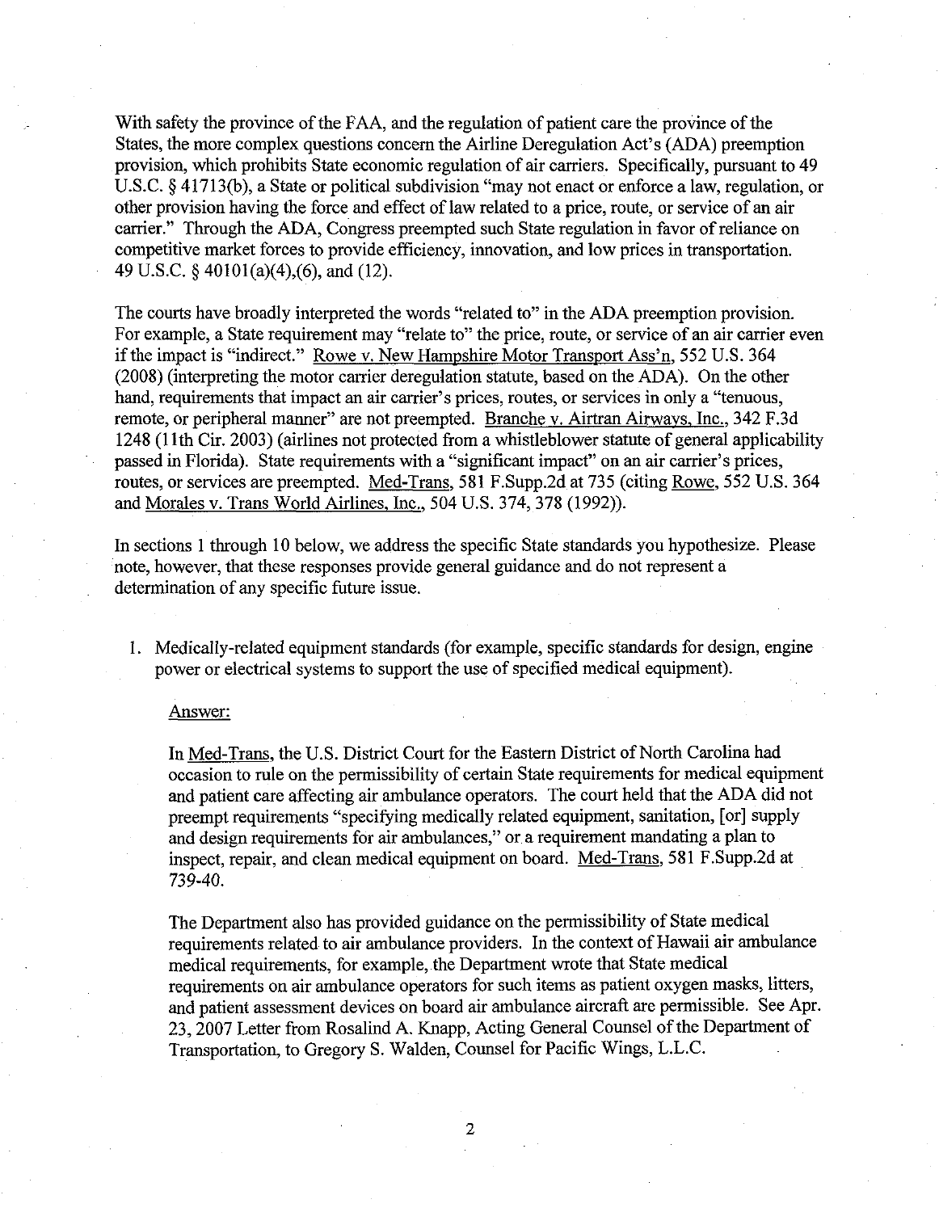With safety the province of the FAA, and the regulation of patient care the province of the States, the more complex questions concern the Airline Deregulation Act's (ADA) preemption provision, which prohibits State economic regulation of air carriers. Specifically, pursuant to 49 U.S.C. § 41713(b), a State or political subdivision "may not enact or enforce a law, regulation, or other provision having the force and effect of law related to a price, route, or service of an air carrier." Through the ADA, Congress preempted such State regulation in favor of reliance on competitive market forces to provide efficiency, innovation, and low prices in transportation. 49 U.S.C. § 40101(a)(4),(6), and (12).

The courts have broadly interpreted the words "related to" in the ADA preemption provision. For example, a State requirement may "relate to" the price, route, or service of an air carrier even if the impact is "indirect." Rowe v. New Hampshire Motor Transport Ass'n, 552 U.S. 364 (2008) (interpreting the motor carrier deregulation statute, based on the ADA). On the other hand, requirements that impact an air carrier's prices, routes, or services in only a "tenuous, remote, or peripheral manner" are not preempted. Branche v. Airtran Airways, Inc., 342 F.3d 1248 (11th Cir. 2003) (airlines not protected from a whistleblower statute of general applicability passed in Florida). State requirements with a "significant impact" on an air carrier's prices, routes, or services are preempted. Med-Trans, 581 F.Supp.2d at 735 (citing Rowe, 552 U.S. 364 and Morales v. Trans World Airlines, Inc., 504 U.S. 374, 378 (1992)).

In sections 1 through 10 below, we address the specific State standards you hypothesize. Please note, however, that these responses provide general guidance and do not represent a determination of any specific future issue.

1. Medically-related equipment standards (for example, specific standards for design, engine power or electrical systems to support the use of specified medical equipment).

   Answer:

   In Med-Trans, the U.S. District Court for the Eastern District of North Carolina had occasion to rule on the permissibility of certain State requirements for medical equipment and patient care affecting air ambulance operators. The court held that the ADA did not preempt requirements "specifying medically related equipment, sanitation, [or] supply and design requirements for air ambulances," or a requirement mandating a plan to inspect, repair, and clean medical equipment on board. Med-Trans, 581 F.Supp.2d at 739-40.

   The Department also has provided guidance on the permissibility of State medical requirements related to air ambulance providers. In the context of Hawaii air ambulance medical requirements, for example, the Department wrote that State medical requirements on air ambulance operators for such items as patient oxygen masks, litters, and patient assessment devices on board air ambulance aircraft are permissible. See Apr. 23, 2007 Letter from Rosalind A. Knapp, Acting General Counsel of the Department of Transportation, to Gregory S. Walden, Counsel for Pacific Wings, L.L.C.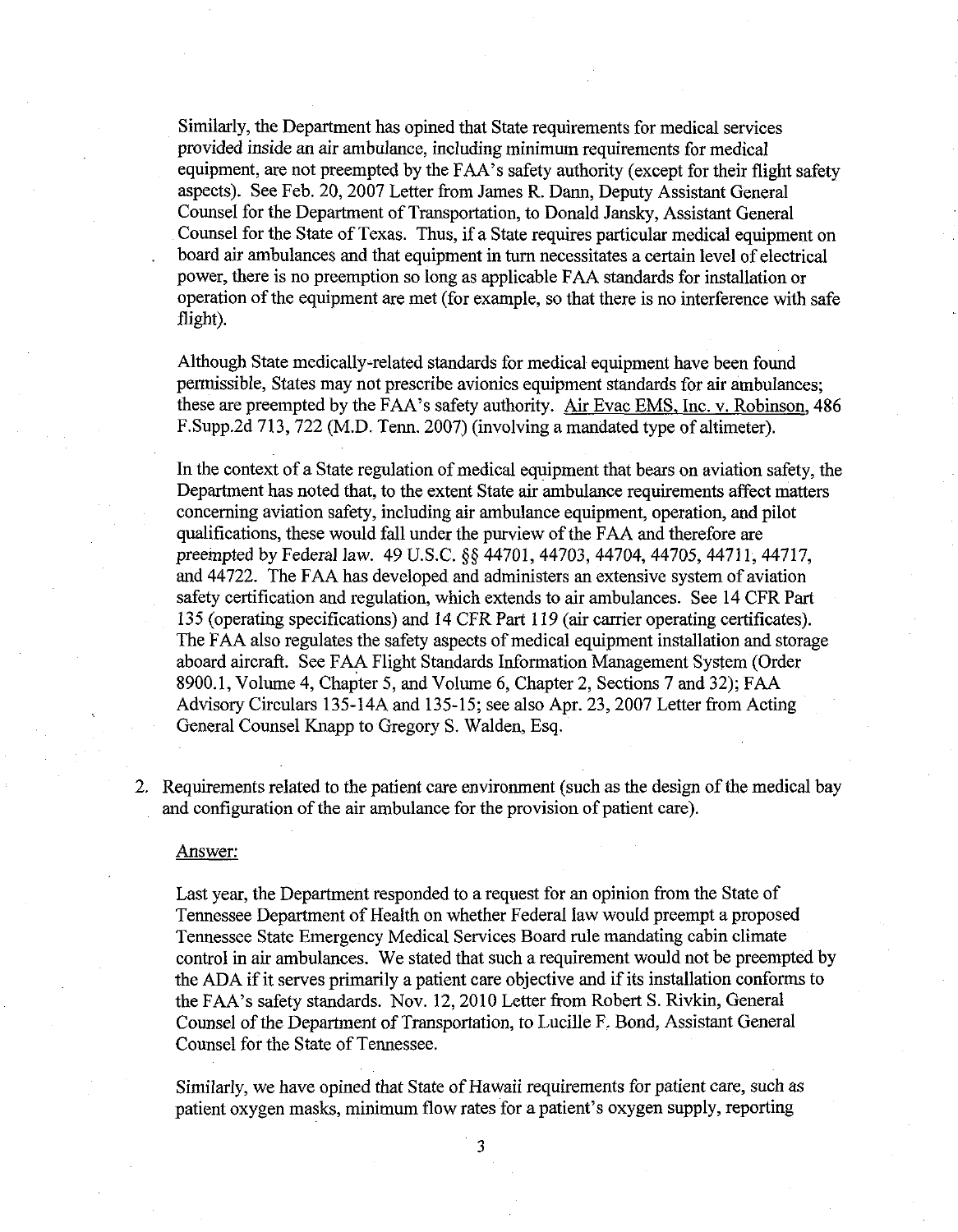Similarly, the Department has opined that State requirements for medical services provided *inside* an air ambulance, including minimum requirements for medical equipment, are not preempted by the FAA's safety authority (except for their flight safety aspects). See Feb. 20, 2007 Letter from James R. Dann, Deputy Assistant General Counsel for the Department of Transportation, to Donald Jansky, Assistant General Counsel for the State of Texas. Thus, if a State requires particular medical equipment on board air ambulances and that equipment in turn necessitates a certain level of electrical power, there is no preemption so long as applicable FAA standards for installation or operation of the equipment are met (for example, so that there is no interference with safe flight).

Although State medically-related standards for medical equipment have been found permissible, States may not prescribe avionics equipment standards for air ambulances; these are preempted by the FAA's safety authority. Air Evac EMS, Inc. v. Robinson, 486 F.Supp.2d 713, 722 (M.D. Tenn. 2007) (involving a mandated type of altimeter).

In the context of a State regulation of medical equipment that bears on aviation safety, the Department has noted that, to the extent State air ambulance requirements affect matters concerning aviation safety, including air ambulance equipment, operation, and pilot qualifications, these would fall under the purview of the FAA and therefore are preempted by Federal law. 49 U.S.C. §§ 44701, 44703, 44704, 44705, 44711, 44717, and 44722. The FAA has developed and administers an extensive system of aviation safety certification and regulation, which extends to air ambulances. See 14 CFR Part 135 (operating specifications) and 14 CFR Part 119 (air carrier operating certificates). The FAA also regulates the safety aspects of medical equipment installation and storage aboard aircraft. See FAA Flight Standards Information Management System (Order 8900.1, Volume 4, Chapter 5, and Volume 6, Chapter 2, Sections 7 and 32); FAA Advisory Circulars 135-14A and 135-15; see also Apr. 23, 2007 Letter from Acting General Counsel Knapp to Gregory S. Walden, Esq.

2. Requirements related to the patient care environment (such as the design of the medical bay and configuration of the air ambulance for the provision of patient care).

   Answer:

   Last year, the Department responded to a request for an opinion from the State of Tennessee Department of Health on whether Federal law would preempt a proposed Tennessee State Emergency Medical Services Board rule mandating cabin climate control in air ambulances. We stated that such a requirement would not be preempted by the ADA if it serves primarily a patient care objective and if its installation conforms to the FAA's safety standards. Nov. 12, 2010 Letter from Robert S. Rivkin, General Counsel of the Department of Transportation, to Lucille F. Bond, Assistant General Counsel for the State of Tennessee.

   Similarly, we have opined that State of Hawaii requirements for patient care, such as patient oxygen masks, minimum flow rates for a patient's oxygen supply, reporting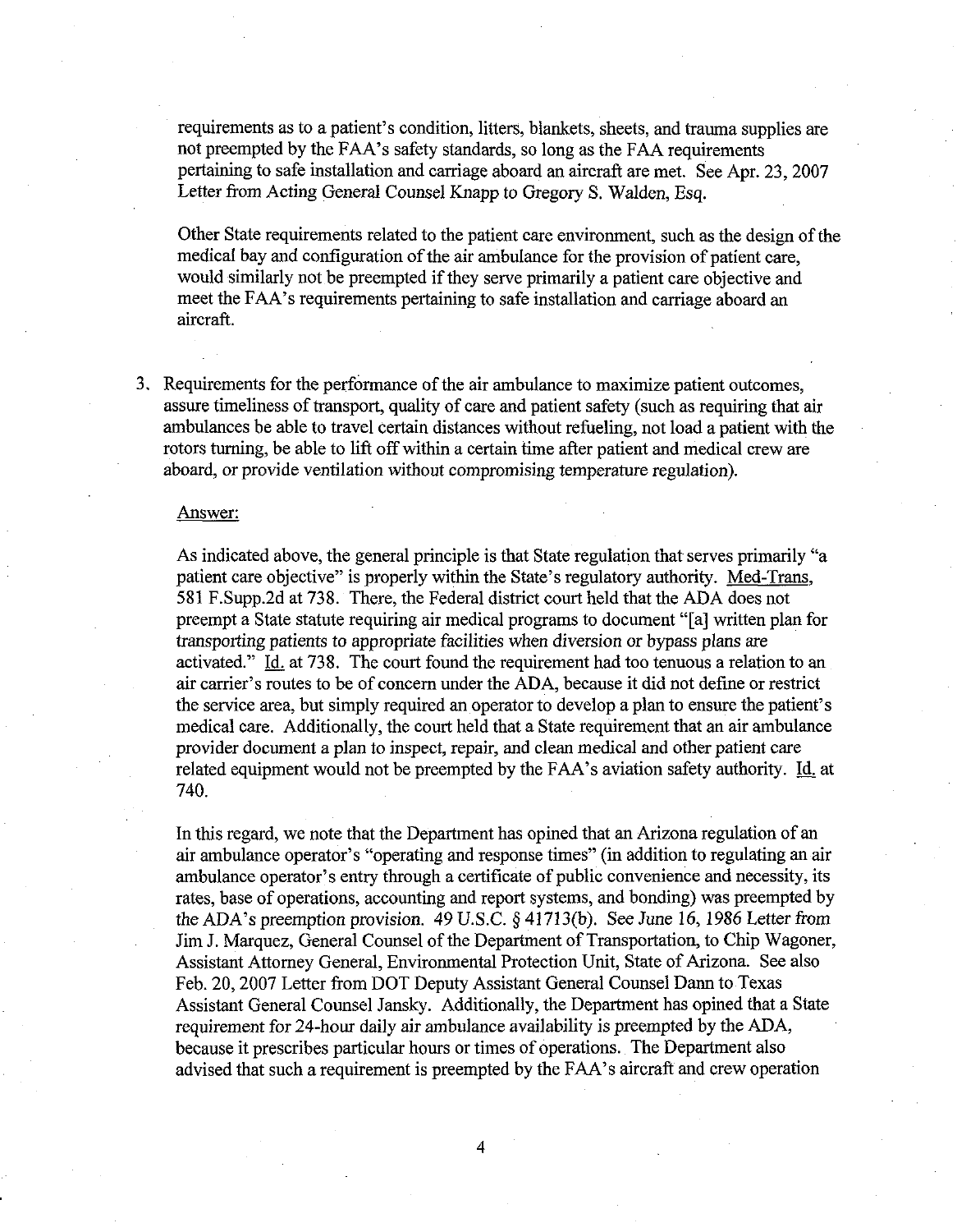requirements as to a patient's condition, litters, blankets, sheets, and trauma supplies are not preempted by the FAA's safety standards, so long as the FAA requirements pertaining to safe installation and carriage aboard an aircraft are met. See Apr. 23, 2007 Letter from Acting General Counsel Knapp to Gregory S. Walden, Esq.

Other State requirements related to the patient care environment, such as the design of the medical bay and configuration of the air ambulance for the provision of patient care, would similarly not be preempted if they serve primarily a patient care objective and meet the FAA's requirements pertaining to safe installation and carriage aboard an aircraft.

3. Requirements for the performance of the air ambulance to maximize patient outcomes, assure timeliness of transport, quality of care and patient safety (such as requiring that air ambulances be able to travel certain distances without refueling, not load a patient with the rotors turning, be able to lift off within a certain time after patient and medical crew are aboard, or provide ventilation without compromising temperature regulation).

   Answer:

   As indicated above, the general principle is that State regulation that serves primarily "a patient care objective" is properly within the State's regulatory authority. Med-Trans, 581 F.Supp.2d at 738. There, the Federal district court held that the ADA does not preempt a State statute requiring air medical programs to document "[a] written plan for transporting patients to appropriate facilities when diversion or bypass plans are activated." Id. at 738. The court found the requirement had too tenuous a relation to an air carrier's routes to be of concern under the ADA, because it did not define or restrict the service area, but simply required an operator to develop a plan to ensure the patient's medical care. Additionally, the court held that a State requirement that an air ambulance provider document a plan to inspect, repair, and clean medical and other patient care related equipment would not be preempted by the FAA's aviation safety authority. Id. at 740.

   In this regard, we note that the Department has opined that an Arizona regulation of an air ambulance operator's "operating and response times" (in addition to regulating an air ambulance operator's entry through a certificate of public convenience and necessity, its rates, base of operations, accounting and report systems, and bonding) was preempted by the ADA's preemption provision. 49 U.S.C. § 41713(b). See *June 16, 1986 Letter from Jim J. Marquez, General Counsel of the Department of Transportation, to Chip Wagoner, Assistant Attorney General, Environmental Protection Unit, State of Arizona.* See also Feb. 20, 2007 Letter from DOT Deputy Assistant General Counsel Dann to Texas Assistant General Counsel Jansky. Additionally, the Department has opined that a State requirement for 24-hour daily air ambulance availability is preempted by the ADA, because it prescribes particular hours or times of operations. The Department also advised that such a requirement is preempted by the FAA's aircraft and crew operation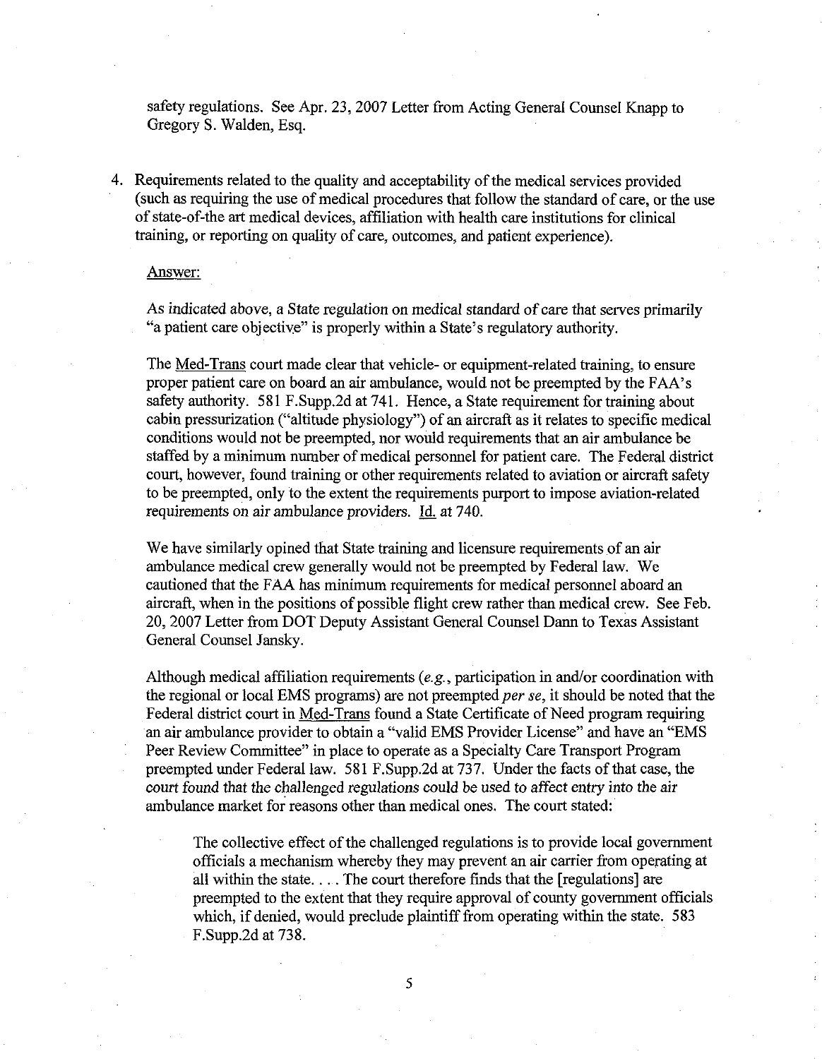safety regulations. See Apr. 23, 2007 Letter from Acting General Counsel Knapp to Gregory S. Walden, Esq.

4. Requirements related to the quality and acceptability of the medical services provided (such as requiring the use of medical procedures that follow the standard of care, or the use of state-of-the art medical devices, affiliation with health care institutions for clinical training, or reporting on quality of care, outcomes, and patient experience).

   Answer:

   As indicated above, a State regulation on medical standard of care that serves primarily "a patient care objective" is properly within a State's regulatory authority.

   The Med-Trans court made clear that vehicle- or equipment-related training, to ensure proper patient care on board an air ambulance, would not be preempted by the FAA's safety authority. 581 F.Supp.2d at 741. Hence, a State requirement for training about cabin pressurization ("altitude physiology") of an aircraft as it relates to specific medical conditions would not be preempted, nor would requirements that an air ambulance be staffed by a minimum number of medical personnel for patient care. The Federal district court, however, found training or other requirements related to aviation or aircraft safety to be preempted, only to the extent the requirements purport to impose aviation-related requirements on air ambulance providers. Id. at 740.

   We have similarly opined that State training and licensure requirements of an air ambulance medical crew generally would not be preempted by Federal law. We cautioned that the FAA has minimum requirements for medical personnel aboard an aircraft, when in the positions of possible flight crew rather than medical crew. See Feb. 20, 2007 Letter from DOT Deputy Assistant General Counsel Dann to Texas Assistant General Counsel Jansky.

   Although medical affiliation requirements (*e.g.*, participation in and/or coordination with the regional or local EMS programs) are not preempted *per se*, it should be noted that the Federal district court in Med-Trans found a State Certificate of Need program requiring an air ambulance provider to obtain a "valid EMS Provider License" and have an "EMS Peer Review Committee" in place to operate as a Specialty Care Transport Program preempted under Federal law. 581 F.Supp.2d at 737. Under the facts of that case, the *court found that the challenged regulations could be used to affect entry into the air* ambulance market for reasons other than medical ones. The court stated:

   > The collective effect of the challenged regulations is to provide local government officials a mechanism whereby they may prevent an air carrier from operating at all within the state. . . . The court therefore finds that the [regulations] are preempted to the extent that they require approval of county government officials which, if denied, would preclude plaintiff from operating within the state. 583 F.Supp.2d at 738.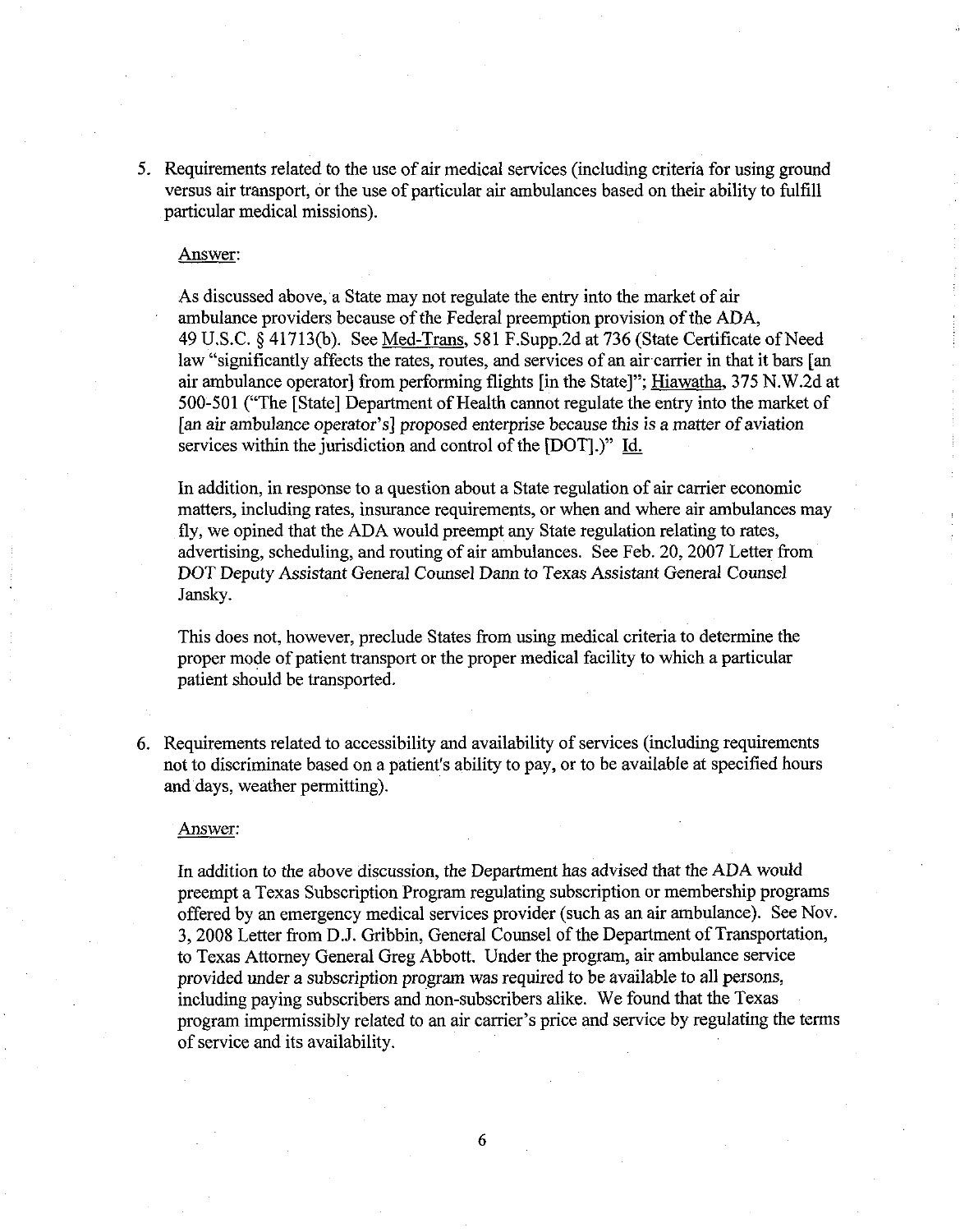5. Requirements related to the use of air medical services (including criteria for using ground versus air transport, or the use of particular air ambulances based on their ability to fulfill particular medical missions).

   Answer:

   As discussed above, a State may not regulate the entry into the market of air ambulance providers because of the Federal preemption provision of the ADA, 49 U.S.C. § 41713(b). See Med-Trans, 581 F.Supp.2d at 736 (State Certificate of Need law "significantly affects the rates, routes, and services of an air carrier in that it bars [an air ambulance operator] from performing flights [in the State]"; Hiawatha, 375 N.W.2d at 500-501 ("The [State] Department of Health cannot regulate the entry into the market of [an air ambulance operator's] proposed enterprise because this is a matter of aviation services within the jurisdiction and control of the [DOT].)" Id.

   In addition, in response to a question about a State regulation of air carrier economic matters, including rates, insurance requirements, or when and where air ambulances may fly, we opined that the ADA would preempt any State regulation relating to rates, advertising, scheduling, and routing of air ambulances. See Feb. 20, 2007 Letter from DOT Deputy Assistant General Counsel Dann to Texas Assistant General Counsel Jansky.

   This does not, however, preclude States from using medical criteria to determine the proper mode of patient transport or the proper medical facility to which a particular patient should be transported.

6. Requirements related to accessibility and availability of services (including requirements not to discriminate based on a patient's ability to pay, or to be available at specified hours and days, weather permitting).

   Answer:

   In addition to the above discussion, the Department has advised that the ADA would preempt a Texas Subscription Program regulating subscription or membership programs offered by an emergency medical services provider (such as an air ambulance). See Nov. 3, 2008 Letter from D.J. Gribbin, General Counsel of the Department of Transportation, to Texas Attorney General Greg Abbott. Under the program, air ambulance service provided under a subscription program was required to be available to all persons, including paying subscribers and non-subscribers alike. We found that the Texas program impermissibly related to an air carrier's price and service by regulating the terms of service and its availability.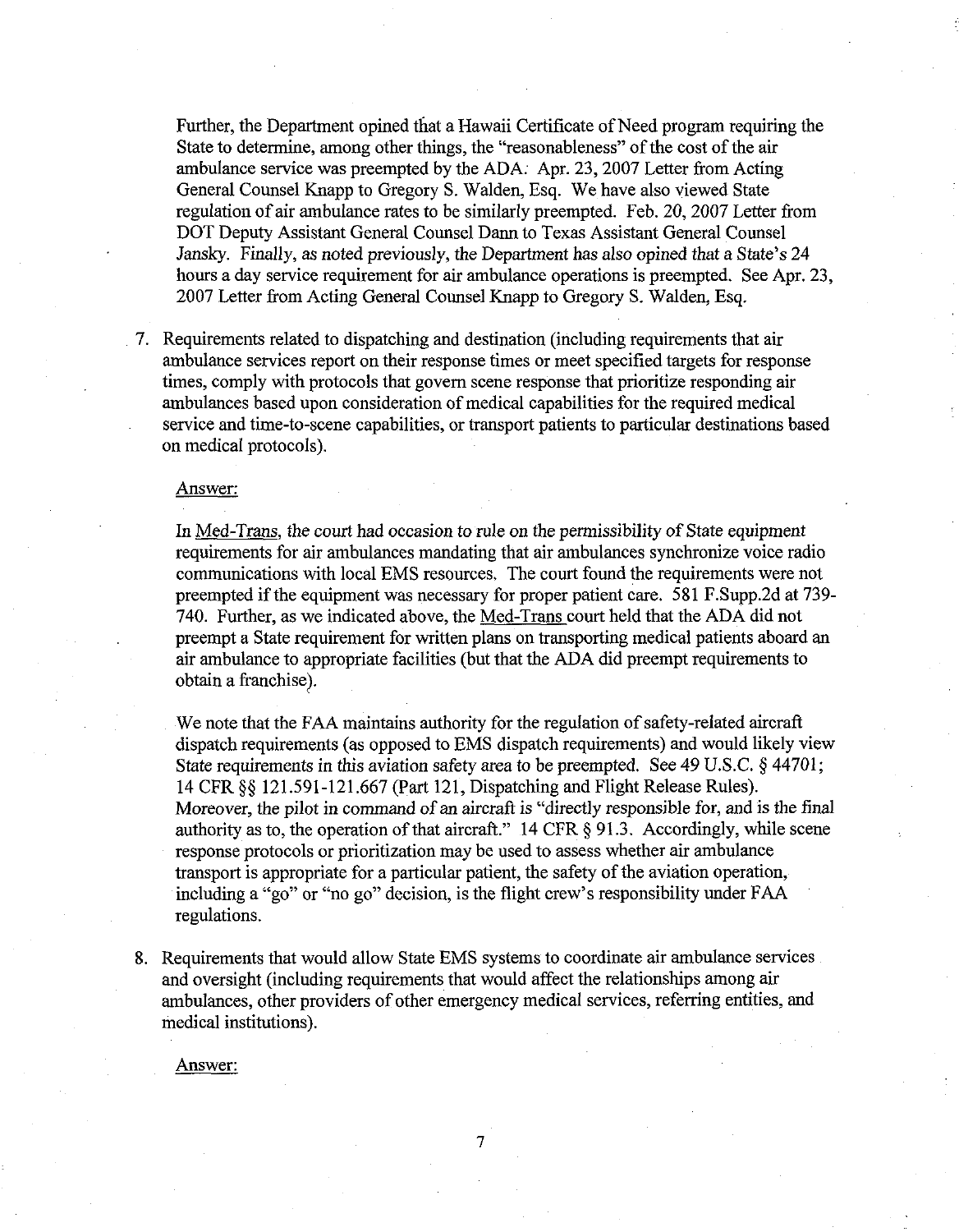Further, the Department opined that a Hawaii Certificate of Need program requiring the State to determine, among other things, the "reasonableness" of the cost of the air ambulance service was preempted by the ADA. Apr. 23, 2007 Letter from Acting General Counsel Knapp to Gregory S. Walden, Esq. We have also viewed State regulation of air ambulance rates to be similarly preempted. Feb. 20, 2007 Letter from DOT Deputy Assistant General Counsel Dann to Texas Assistant General Counsel Jansky. Finally, as noted previously, the Department has also opined that a State's 24 hours a day service requirement for air ambulance operations is preempted. See Apr. 23, 2007 Letter from Acting General Counsel Knapp to Gregory S. Walden, Esq.

7. Requirements related to dispatching and destination (including requirements that air ambulance services report on their response times or meet specified targets for response times, comply with protocols that govern scene response that prioritize responding air ambulances based upon consideration of medical capabilities for the required medical service and time-to-scene capabilities, or transport patients to particular destinations based on medical protocols).

   Answer:

   In Med-Trans, the court had occasion to rule on the permissibility of State equipment requirements for air ambulances mandating that air ambulances synchronize voice radio communications with local EMS resources. The court found the requirements were not preempted if the equipment was necessary for proper patient care. 581 F.Supp.2d at 739-740. Further, as we indicated above, the Med-Trans court held that the ADA did not preempt a State requirement for written plans on transporting medical patients aboard an air ambulance to appropriate facilities (but that the ADA did preempt requirements to obtain a franchise).

   We note that the FAA maintains authority for the regulation of safety-related aircraft dispatch requirements (as opposed to EMS dispatch requirements) and would likely view State requirements in this aviation safety area to be preempted. See 49 U.S.C. § 44701; 14 CFR §§ 121.591-121.667 (Part 121, Dispatching and Flight Release Rules). Moreover, the pilot in command of an aircraft is "directly responsible for, and is the final authority as to, the operation of that aircraft." 14 CFR § 91.3. Accordingly, while scene response protocols or prioritization may be used to assess whether air ambulance transport is appropriate for a particular patient, the safety of the aviation operation, including a "go" or "no go" decision, is the flight crew's responsibility under FAA regulations.

8. Requirements that would allow State EMS systems to coordinate air ambulance services and oversight (including requirements that would affect the relationships among air ambulances, other providers of other emergency medical services, referring entities, and medical institutions).

   Answer: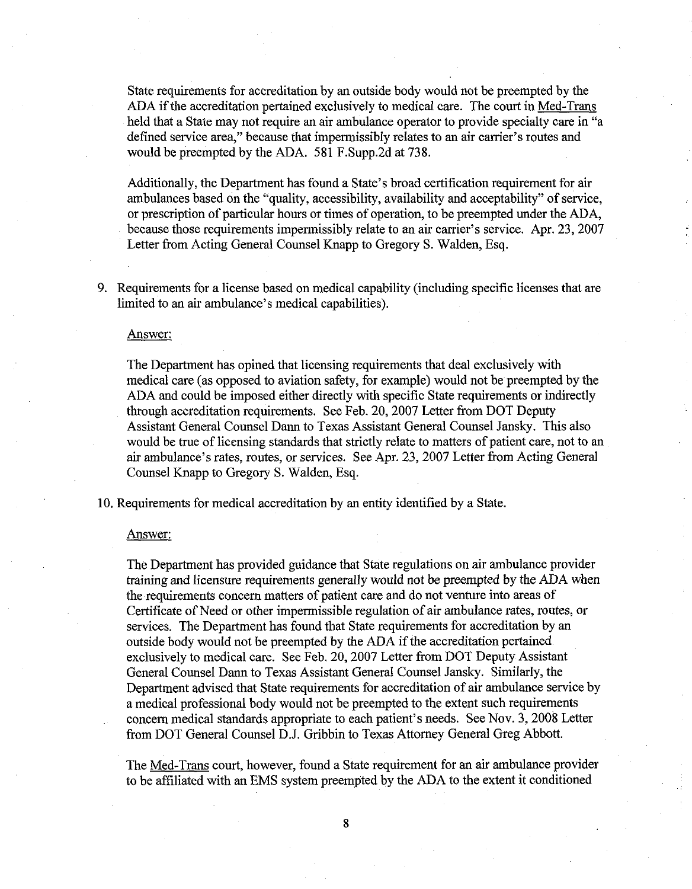State requirements for accreditation by an outside body would not be preempted by the ADA if the accreditation pertained exclusively to medical care. The court in Med-Trans held that a State may not require an air ambulance operator to provide specialty care in "a defined service area," because that impermissibly relates to an air carrier's routes and would be preempted by the ADA. 581 F.Supp.2d at 738.

Additionally, the Department has found a State's broad certification requirement for air ambulances based on the "quality, accessibility, availability and acceptability" of service, or prescription of particular hours or times of operation, to be preempted under the ADA, because those requirements impermissibly relate to an air carrier's service. Apr. 23, 2007 Letter from Acting General Counsel Knapp to Gregory S. Walden, Esq.

9. Requirements for a license based on medical capability (including specific licenses that are limited to an air ambulance's medical capabilities).

   Answer:

   The Department has opined that licensing requirements that deal exclusively with medical care (as opposed to aviation safety, for example) would not be preempted by the ADA and could be imposed either directly with specific State requirements or indirectly through accreditation requirements. See Feb. 20, 2007 Letter from DOT Deputy Assistant General Counsel Dann to Texas Assistant General Counsel Jansky. This also would be true of licensing standards that strictly relate to matters of patient care, not to an air ambulance's rates, routes, or services. See Apr. 23, 2007 Letter from Acting General Counsel Knapp to Gregory S. Walden, Esq.

10. Requirements for medical accreditation by an entity identified by a State.

    Answer:

    The Department has provided guidance that State regulations on air ambulance provider training and licensure requirements generally would not be preempted by the ADA when the requirements concern matters of patient care and do not venture into areas of Certificate of Need or other impermissible regulation of air ambulance rates, routes, or services. The Department has found that State requirements for accreditation by an outside body would not be preempted by the ADA if the accreditation pertained exclusively to medical care. See Feb. 20, 2007 Letter from DOT Deputy Assistant General Counsel Dann to Texas Assistant General Counsel Jansky. Similarly, the Department advised that State requirements for accreditation of air ambulance service by a medical professional body would not be preempted to the extent such requirements concern medical standards appropriate to each patient's needs. See Nov. 3, 2008 Letter from DOT General Counsel D.J. Gribbin to Texas Attorney General Greg Abbott.

    The Med-Trans court, however, found a State requirement for an air ambulance provider to be affiliated with an EMS system preempted by the ADA to the extent it conditioned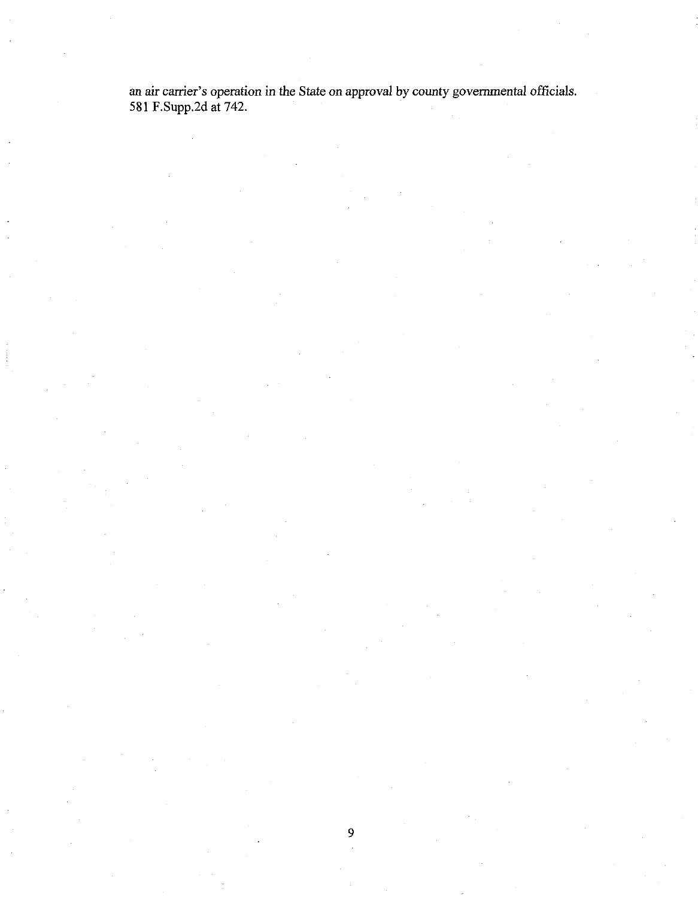an air carrier's operation in the State on approval by county governmental officials. 581 F.Supp.2d at 742.